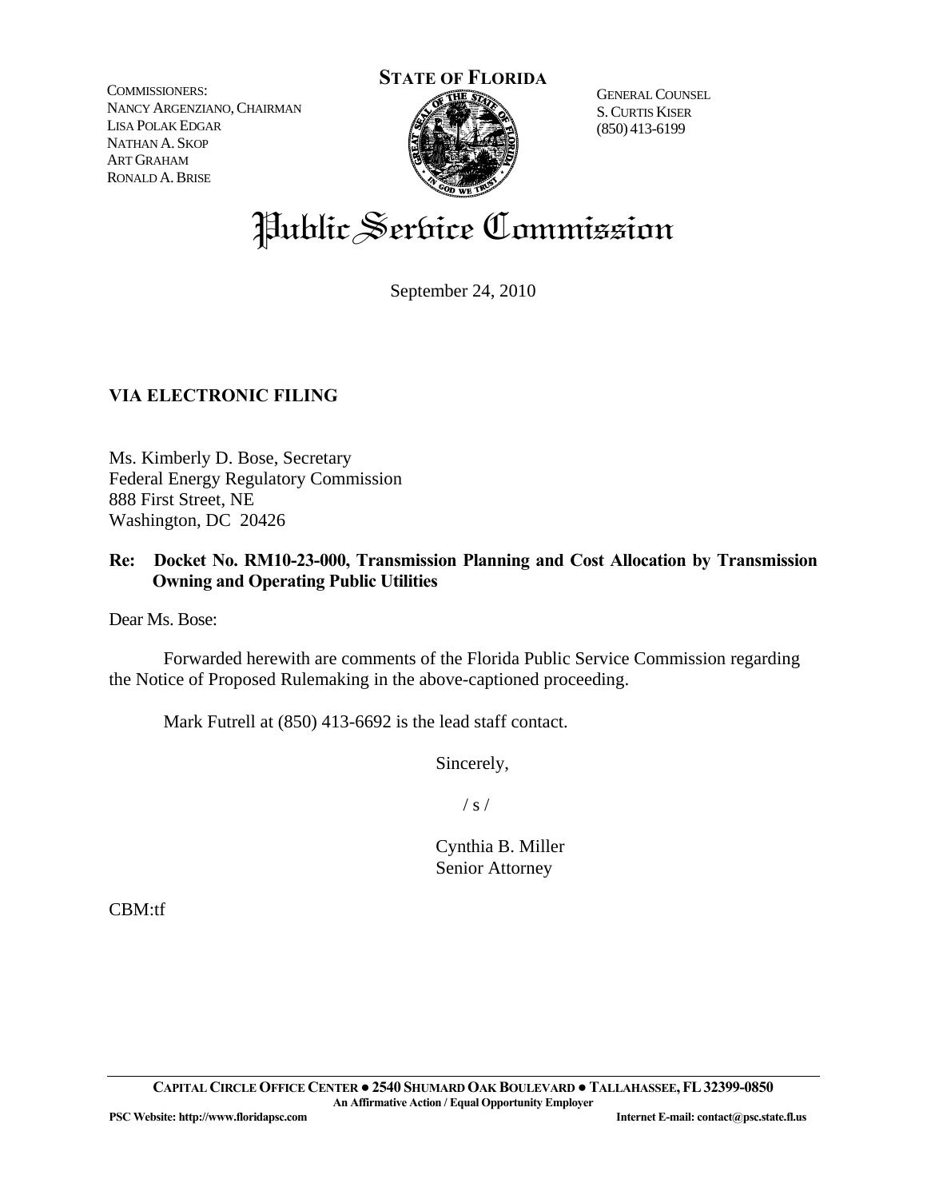COMMISSIONERS:
NANCY ARGENZIANO, CHAIRMAN
LISA POLAK EDGAR
NATHAN A. SKOP
ART GRAHAM
RONALD A. BRISE

**STATE OF FLORIDA**

GENERAL COUNSEL
S. CURTIS KISER
(850) 413-6199

# Public Service Commission

September 24, 2010

**VIA ELECTRONIC FILING**

Ms. Kimberly D. Bose, Secretary
Federal Energy Regulatory Commission
888 First Street, NE
Washington, DC 20426

**Re: Docket No. RM10-23-000, Transmission Planning and Cost Allocation by Transmission Owning and Operating Public Utilities**

Dear Ms. Bose:

Forwarded herewith are comments of the Florida Public Service Commission regarding the Notice of Proposed Rulemaking in the above-captioned proceeding.

Mark Futrell at (850) 413-6692 is the lead staff contact.

Sincerely,

/ s /

Cynthia B. Miller
Senior Attorney

CBM:tf

**CAPITAL CIRCLE OFFICE CENTER ● 2540 SHUMARD OAK BOULEVARD ● TALLAHASSEE, FL 32399-0850**
**An Affirmative Action / Equal Opportunity Employer**
**PSC Website: http://www.floridapsc.com** **Internet E-mail: contact@psc.state.fl.us**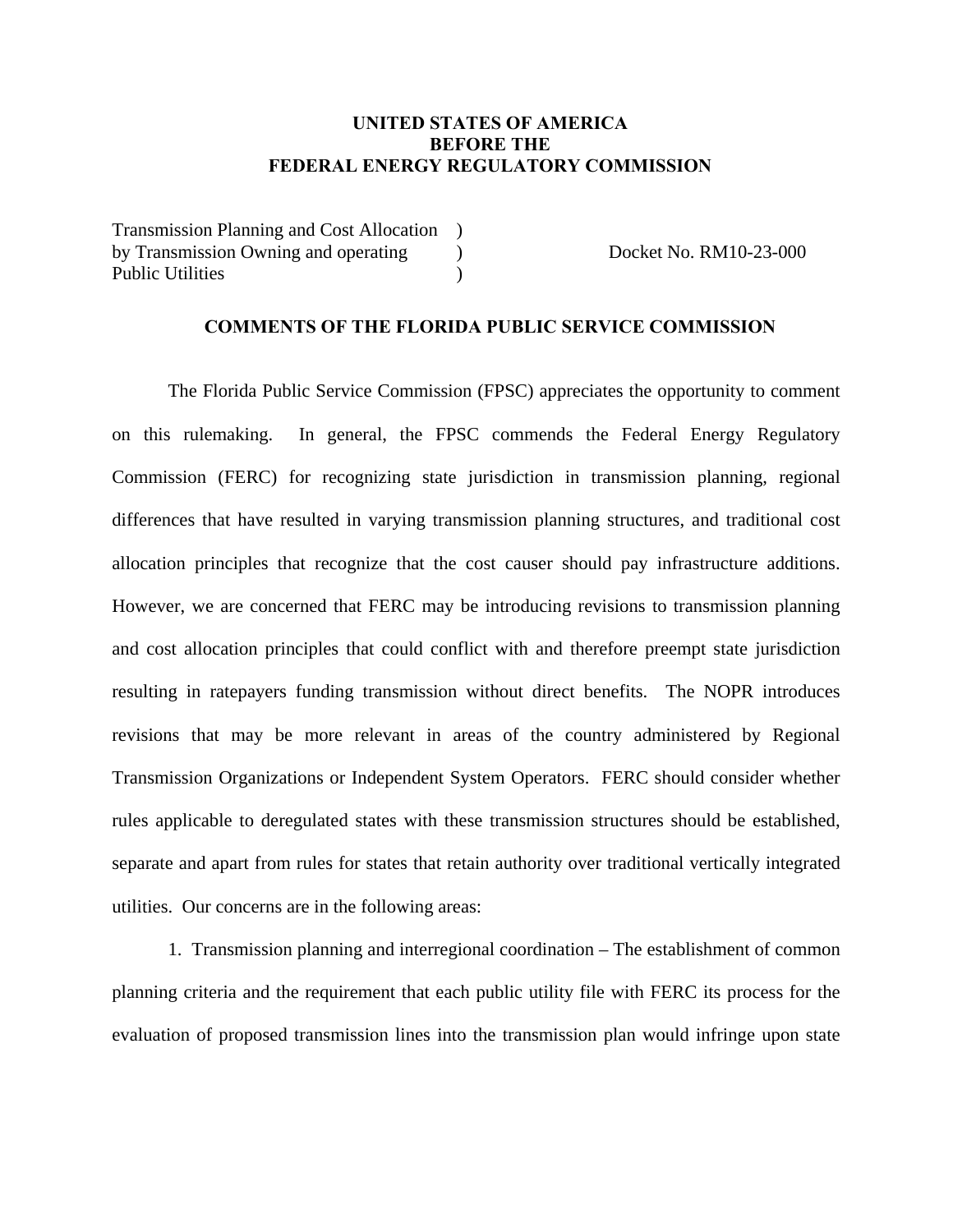**UNITED STATES OF AMERICA**
**BEFORE THE**
**FEDERAL ENERGY REGULATORY COMMISSION**

Transmission Planning and Cost Allocation )
by Transmission Owning and operating ) Docket No. RM10-23-000
Public Utilities )

**COMMENTS OF THE FLORIDA PUBLIC SERVICE COMMISSION**

The Florida Public Service Commission (FPSC) appreciates the opportunity to comment on this rulemaking. In general, the FPSC commends the Federal Energy Regulatory Commission (FERC) for recognizing state jurisdiction in transmission planning, regional differences that have resulted in varying transmission planning structures, and traditional cost allocation principles that recognize that the cost causer should pay infrastructure additions. However, we are concerned that FERC may be introducing revisions to transmission planning and cost allocation principles that could conflict with and therefore preempt state jurisdiction resulting in ratepayers funding transmission without direct benefits. The NOPR introduces revisions that may be more relevant in areas of the country administered by Regional Transmission Organizations or Independent System Operators. FERC should consider whether rules applicable to deregulated states with these transmission structures should be established, separate and apart from rules for states that retain authority over traditional vertically integrated utilities. Our concerns are in the following areas:

1. Transmission planning and interregional coordination – The establishment of common planning criteria and the requirement that each public utility file with FERC its process for the evaluation of proposed transmission lines into the transmission plan would infringe upon state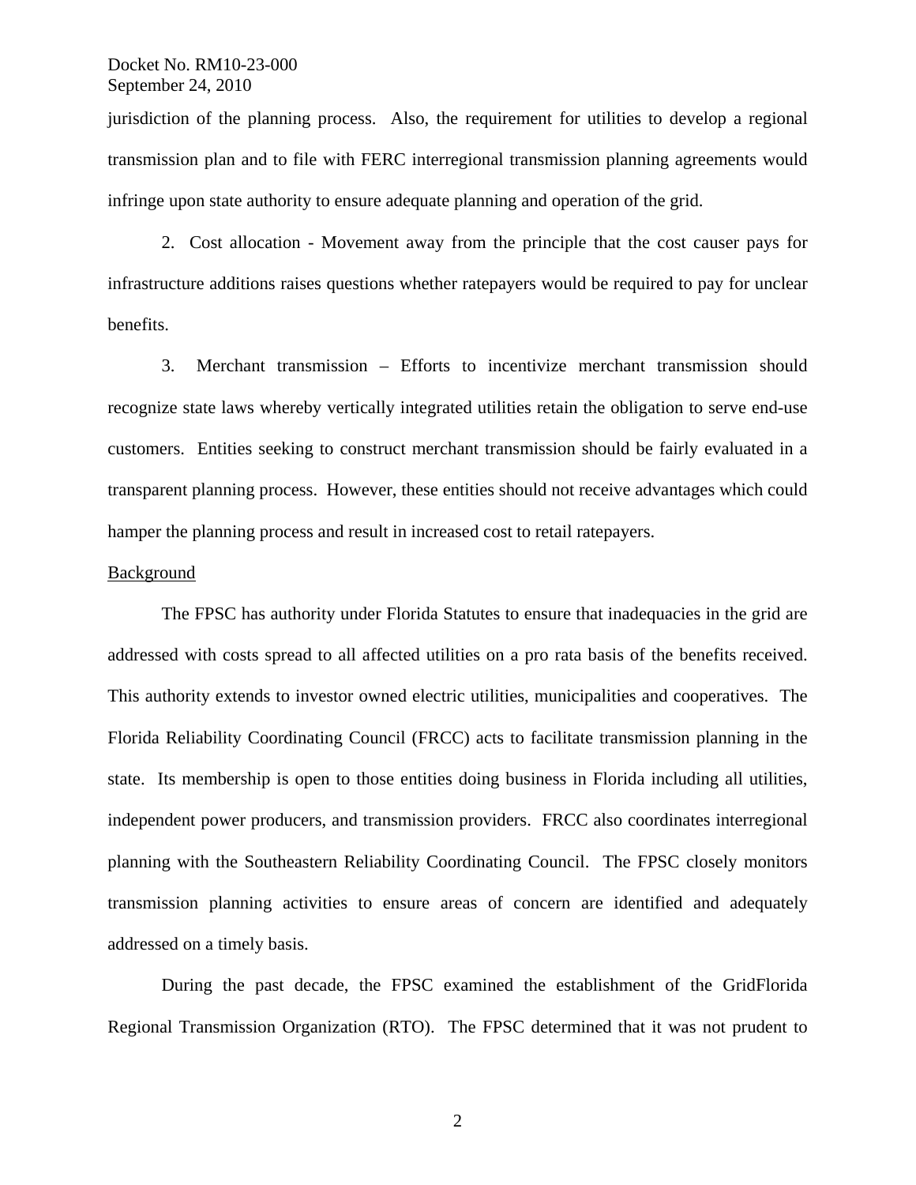jurisdiction of the planning process. Also, the requirement for utilities to develop a regional transmission plan and to file with FERC interregional transmission planning agreements would infringe upon state authority to ensure adequate planning and operation of the grid.

2. Cost allocation - Movement away from the principle that the cost causer pays for infrastructure additions raises questions whether ratepayers would be required to pay for unclear benefits.

3. Merchant transmission – Efforts to incentivize merchant transmission should recognize state laws whereby vertically integrated utilities retain the obligation to serve end-use customers. Entities seeking to construct merchant transmission should be fairly evaluated in a transparent planning process. However, these entities should not receive advantages which could hamper the planning process and result in increased cost to retail ratepayers.

Background

The FPSC has authority under Florida Statutes to ensure that inadequacies in the grid are addressed with costs spread to all affected utilities on a pro rata basis of the benefits received. This authority extends to investor owned electric utilities, municipalities and cooperatives. The Florida Reliability Coordinating Council (FRCC) acts to facilitate transmission planning in the state. Its membership is open to those entities doing business in Florida including all utilities, independent power producers, and transmission providers. FRCC also coordinates interregional planning with the Southeastern Reliability Coordinating Council. The FPSC closely monitors transmission planning activities to ensure areas of concern are identified and adequately addressed on a timely basis.

During the past decade, the FPSC examined the establishment of the GridFlorida Regional Transmission Organization (RTO). The FPSC determined that it was not prudent to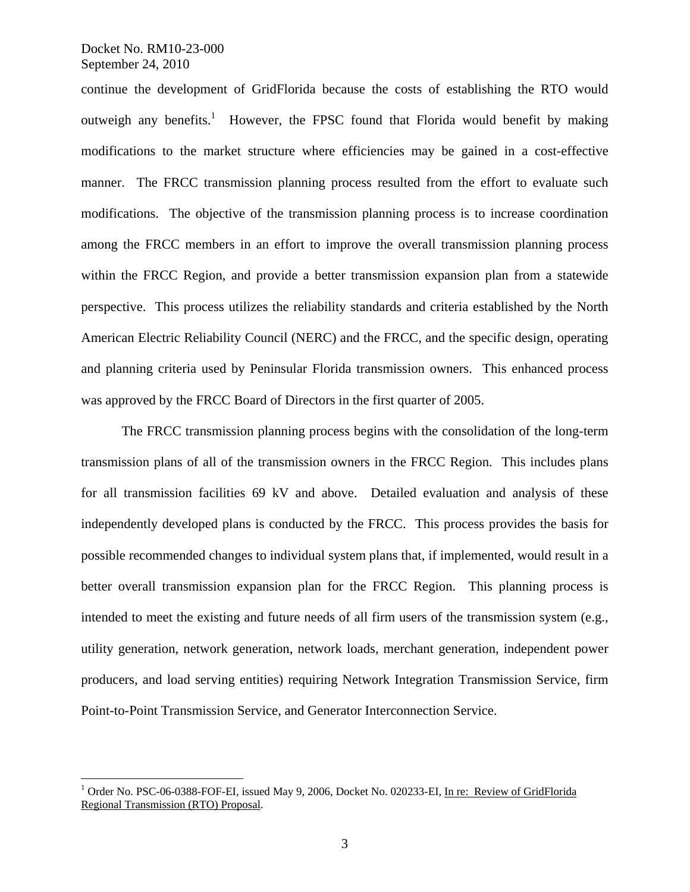continue the development of GridFlorida because the costs of establishing the RTO would outweigh any benefits.[1] However, the FPSC found that Florida would benefit by making modifications to the market structure where efficiencies may be gained in a cost-effective manner. The FRCC transmission planning process resulted from the effort to evaluate such modifications. The objective of the transmission planning process is to increase coordination among the FRCC members in an effort to improve the overall transmission planning process within the FRCC Region, and provide a better transmission expansion plan from a statewide perspective. This process utilizes the reliability standards and criteria established by the North American Electric Reliability Council (NERC) and the FRCC, and the specific design, operating and planning criteria used by Peninsular Florida transmission owners. This enhanced process was approved by the FRCC Board of Directors in the first quarter of 2005.

The FRCC transmission planning process begins with the consolidation of the long-term transmission plans of all of the transmission owners in the FRCC Region. This includes plans for all transmission facilities 69 kV and above. Detailed evaluation and analysis of these independently developed plans is conducted by the FRCC. This process provides the basis for possible recommended changes to individual system plans that, if implemented, would result in a better overall transmission expansion plan for the FRCC Region. This planning process is intended to meet the existing and future needs of all firm users of the transmission system (e.g., utility generation, network generation, network loads, merchant generation, independent power producers, and load serving entities) requiring Network Integration Transmission Service, firm Point-to-Point Transmission Service, and Generator Interconnection Service.

---

[1] Order No. PSC-06-0388-FOF-EI, issued May 9, 2006, Docket No. 020233-EI, In re: Review of GridFlorida Regional Transmission (RTO) Proposal.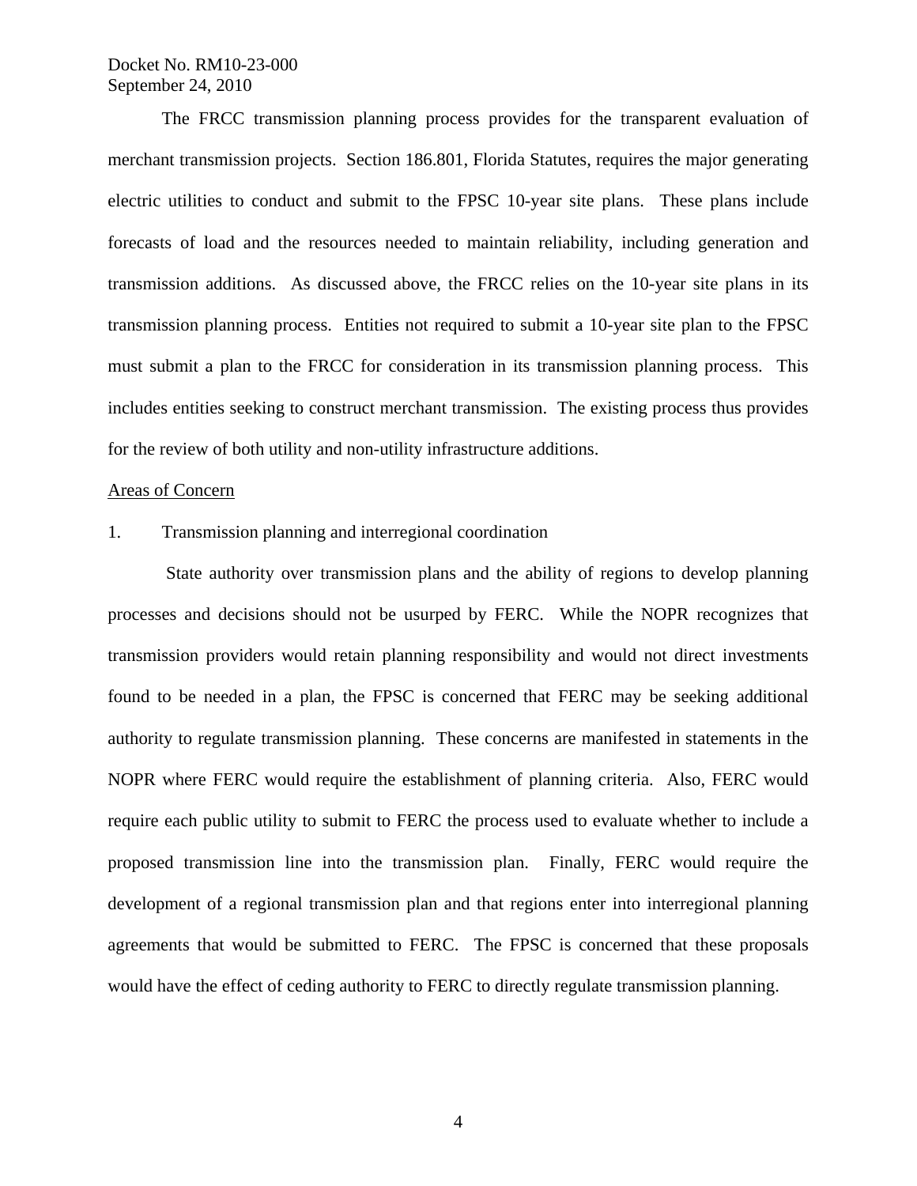The FRCC transmission planning process provides for the transparent evaluation of merchant transmission projects. Section 186.801, Florida Statutes, requires the major generating electric utilities to conduct and submit to the FPSC 10-year site plans. These plans include forecasts of load and the resources needed to maintain reliability, including generation and transmission additions. As discussed above, the FRCC relies on the 10-year site plans in its transmission planning process. Entities not required to submit a 10-year site plan to the FPSC must submit a plan to the FRCC for consideration in its transmission planning process. This includes entities seeking to construct merchant transmission. The existing process thus provides for the review of both utility and non-utility infrastructure additions.

Areas of Concern

1. Transmission planning and interregional coordination

State authority over transmission plans and the ability of regions to develop planning processes and decisions should not be usurped by FERC. While the NOPR recognizes that transmission providers would retain planning responsibility and would not direct investments found to be needed in a plan, the FPSC is concerned that FERC may be seeking additional authority to regulate transmission planning. These concerns are manifested in statements in the NOPR where FERC would require the establishment of planning criteria. Also, FERC would require each public utility to submit to FERC the process used to evaluate whether to include a proposed transmission line into the transmission plan. Finally, FERC would require the development of a regional transmission plan and that regions enter into interregional planning agreements that would be submitted to FERC. The FPSC is concerned that these proposals would have the effect of ceding authority to FERC to directly regulate transmission planning.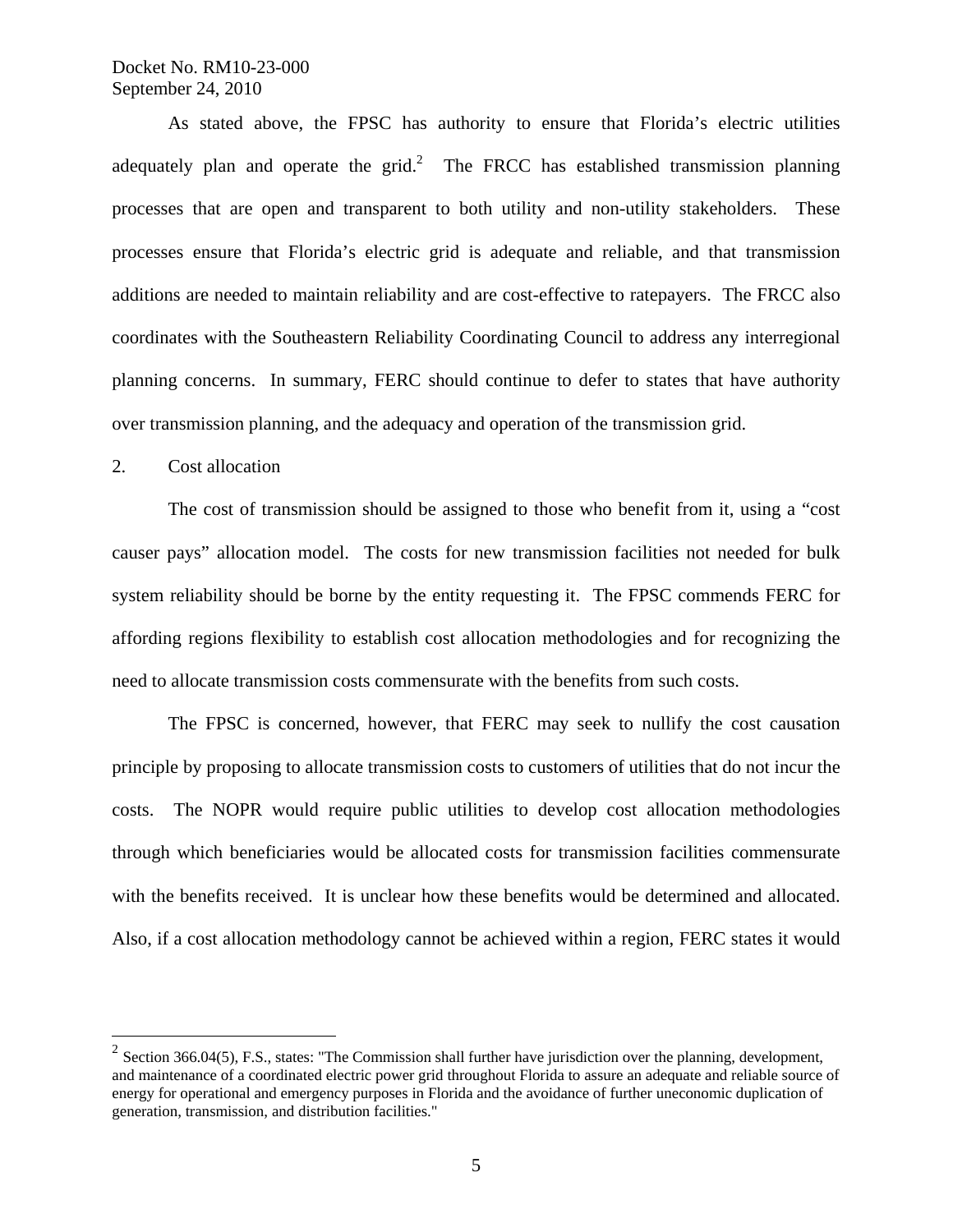As stated above, the FPSC has authority to ensure that Florida's electric utilities adequately plan and operate the grid.[2] The FRCC has established transmission planning processes that are open and transparent to both utility and non-utility stakeholders. These processes ensure that Florida's electric grid is adequate and reliable, and that transmission additions are needed to maintain reliability and are cost-effective to ratepayers. The FRCC also coordinates with the Southeastern Reliability Coordinating Council to address any interregional planning concerns. In summary, FERC should continue to defer to states that have authority over transmission planning, and the adequacy and operation of the transmission grid.

2. Cost allocation

The cost of transmission should be assigned to those who benefit from it, using a "cost causer pays" allocation model. The costs for new transmission facilities not needed for bulk system reliability should be borne by the entity requesting it. The FPSC commends FERC for affording regions flexibility to establish cost allocation methodologies and for recognizing the need to allocate transmission costs commensurate with the benefits from such costs.

The FPSC is concerned, however, that FERC may seek to nullify the cost causation principle by proposing to allocate transmission costs to customers of utilities that do not incur the costs. The NOPR would require public utilities to develop cost allocation methodologies through which beneficiaries would be allocated costs for transmission facilities commensurate with the benefits received. It is unclear how these benefits would be determined and allocated. Also, if a cost allocation methodology cannot be achieved within a region, FERC states it would

[2] Section 366.04(5), F.S., states: "The Commission shall further have jurisdiction over the planning, development, and maintenance of a coordinated electric power grid throughout Florida to assure an adequate and reliable source of energy for operational and emergency purposes in Florida and the avoidance of further uneconomic duplication of generation, transmission, and distribution facilities."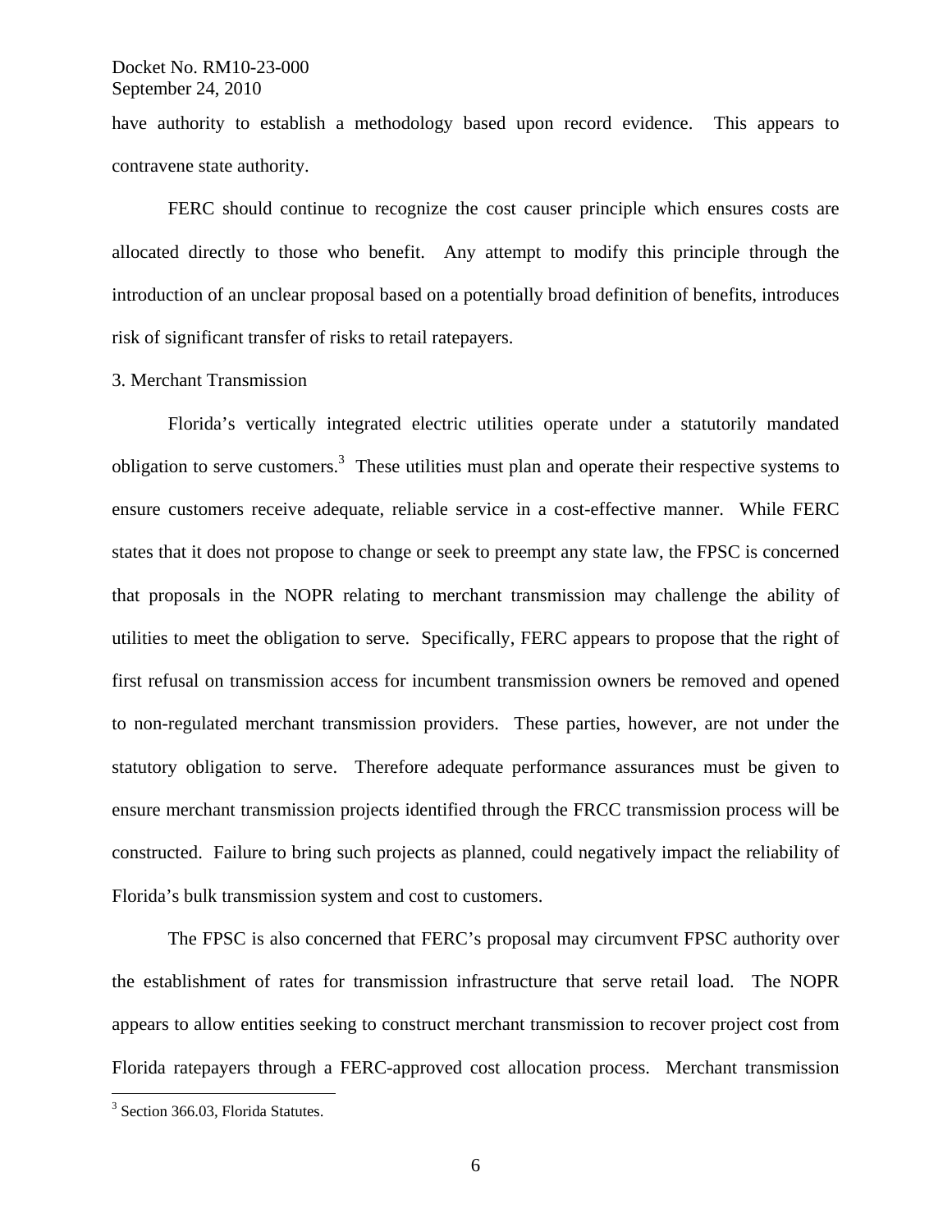have authority to establish a methodology based upon record evidence. This appears to contravene state authority.

FERC should continue to recognize the cost causer principle which ensures costs are allocated directly to those who benefit. Any attempt to modify this principle through the introduction of an unclear proposal based on a potentially broad definition of benefits, introduces risk of significant transfer of risks to retail ratepayers.

3. Merchant Transmission

Florida's vertically integrated electric utilities operate under a statutorily mandated obligation to serve customers.[3] These utilities must plan and operate their respective systems to ensure customers receive adequate, reliable service in a cost-effective manner. While FERC states that it does not propose to change or seek to preempt any state law, the FPSC is concerned that proposals in the NOPR relating to merchant transmission may challenge the ability of utilities to meet the obligation to serve. Specifically, FERC appears to propose that the right of first refusal on transmission access for incumbent transmission owners be removed and opened to non-regulated merchant transmission providers. These parties, however, are not under the statutory obligation to serve. Therefore adequate performance assurances must be given to ensure merchant transmission projects identified through the FRCC transmission process will be constructed. Failure to bring such projects as planned, could negatively impact the reliability of Florida's bulk transmission system and cost to customers.

The FPSC is also concerned that FERC's proposal may circumvent FPSC authority over the establishment of rates for transmission infrastructure that serve retail load. The NOPR appears to allow entities seeking to construct merchant transmission to recover project cost from Florida ratepayers through a FERC-approved cost allocation process. Merchant transmission

[3] Section 366.03, Florida Statutes.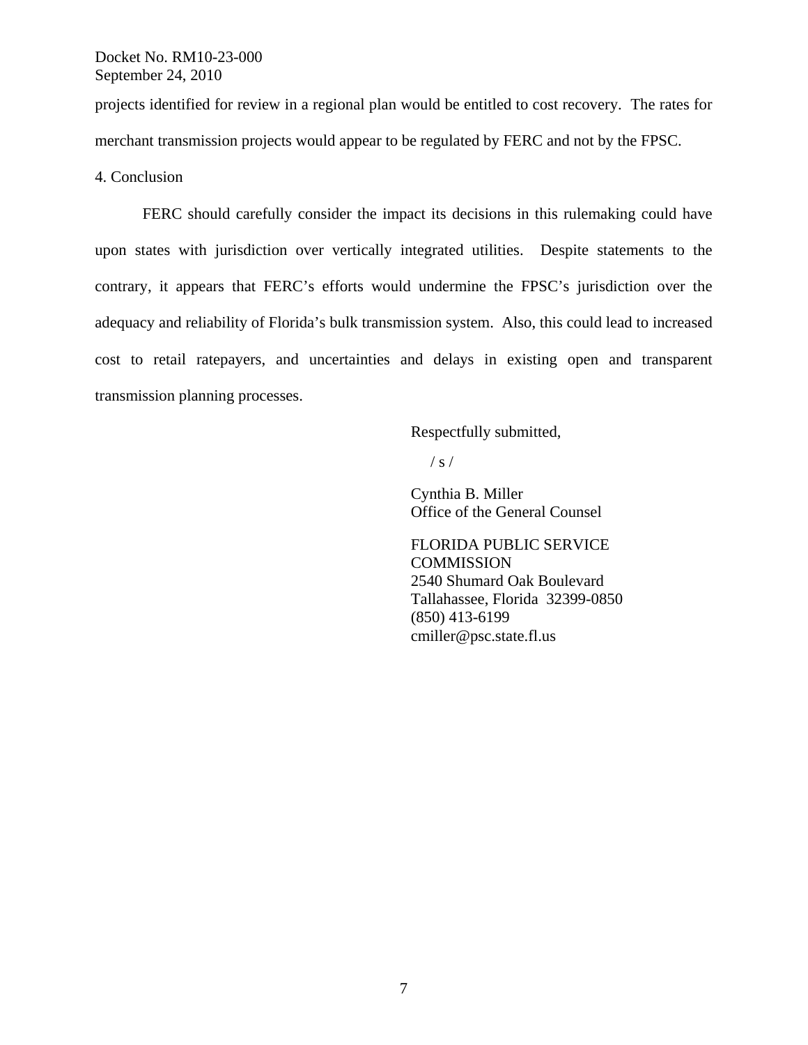projects identified for review in a regional plan would be entitled to cost recovery. The rates for merchant transmission projects would appear to be regulated by FERC and not by the FPSC.

4. Conclusion

FERC should carefully consider the impact its decisions in this rulemaking could have upon states with jurisdiction over vertically integrated utilities. Despite statements to the contrary, it appears that FERC's efforts would undermine the FPSC's jurisdiction over the adequacy and reliability of Florida's bulk transmission system. Also, this could lead to increased cost to retail ratepayers, and uncertainties and delays in existing open and transparent transmission planning processes.

Respectfully submitted,

/ s /

Cynthia B. Miller
Office of the General Counsel

FLORIDA PUBLIC SERVICE COMMISSION
2540 Shumard Oak Boulevard
Tallahassee, Florida 32399-0850
(850) 413-6199
cmiller@psc.state.fl.us